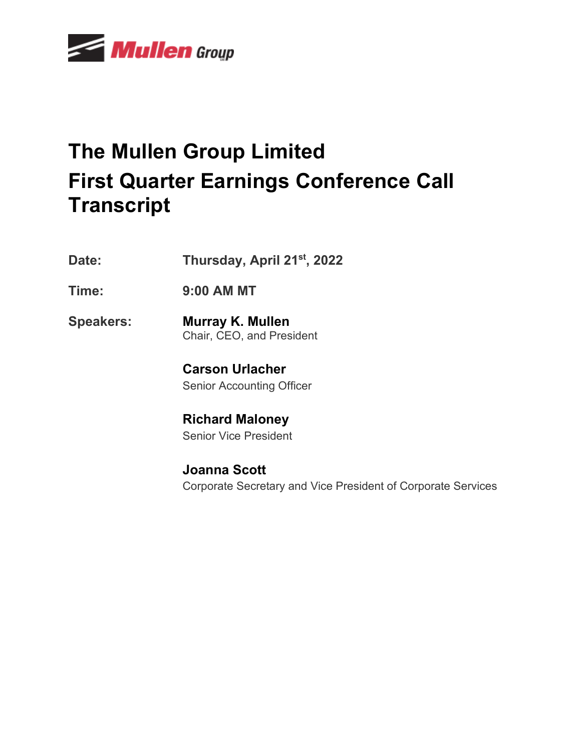Mullen Group

# The Mullen Group Limited
# First Quarter Earnings Conference Call Transcript

**Date:** Thursday, April 21st, 2022

**Time:** 9:00 AM MT

**Speakers:**

**Murray K. Mullen**
Chair, CEO, and President

**Carson Urlacher**
Senior Accounting Officer

**Richard Maloney**
Senior Vice President

**Joanna Scott**
Corporate Secretary and Vice President of Corporate Services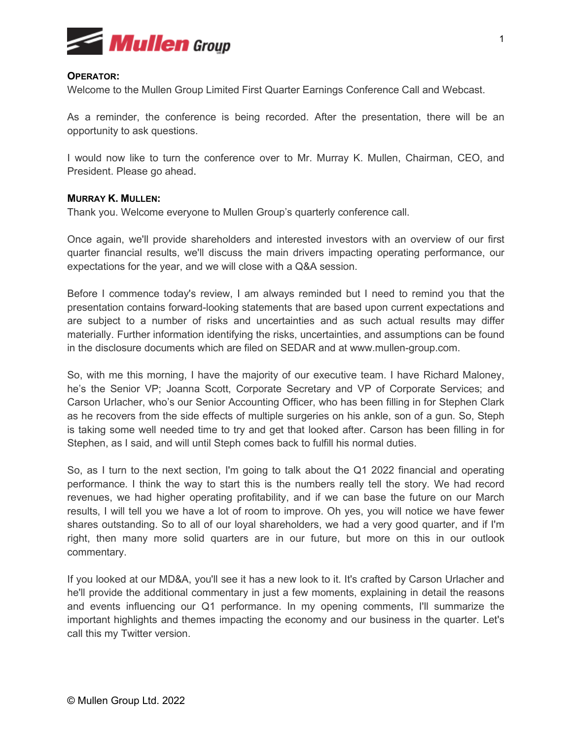**OPERATOR:**
Welcome to the Mullen Group Limited First Quarter Earnings Conference Call and Webcast.

As a reminder, the conference is being recorded. After the presentation, there will be an opportunity to ask questions.

I would now like to turn the conference over to Mr. Murray K. Mullen, Chairman, CEO, and President. Please go ahead.

**MURRAY K. MULLEN:**
Thank you. Welcome everyone to Mullen Group's quarterly conference call.

Once again, we'll provide shareholders and interested investors with an overview of our first quarter financial results, we'll discuss the main drivers impacting operating performance, our expectations for the year, and we will close with a Q&A session.

Before I commence today's review, I am always reminded but I need to remind you that the presentation contains forward-looking statements that are based upon current expectations and are subject to a number of risks and uncertainties and as such actual results may differ materially. Further information identifying the risks, uncertainties, and assumptions can be found in the disclosure documents which are filed on SEDAR and at www.mullen-group.com.

So, with me this morning, I have the majority of our executive team. I have Richard Maloney, he's the Senior VP; Joanna Scott, Corporate Secretary and VP of Corporate Services; and Carson Urlacher, who's our Senior Accounting Officer, who has been filling in for Stephen Clark as he recovers from the side effects of multiple surgeries on his ankle, son of a gun. So, Steph is taking some well needed time to try and get that looked after. Carson has been filling in for Stephen, as I said, and will until Steph comes back to fulfill his normal duties.

So, as I turn to the next section, I'm going to talk about the Q1 2022 financial and operating performance. I think the way to start this is the numbers really tell the story. We had record revenues, we had higher operating profitability, and if we can base the future on our March results, I will tell you we have a lot of room to improve. Oh yes, you will notice we have fewer shares outstanding. So to all of our loyal shareholders, we had a very good quarter, and if I'm right, then many more solid quarters are in our future, but more on this in our outlook commentary.

If you looked at our MD&A, you'll see it has a new look to it. It's crafted by Carson Urlacher and he'll provide the additional commentary in just a few moments, explaining in detail the reasons and events influencing our Q1 performance. In my opening comments, I'll summarize the important highlights and themes impacting the economy and our business in the quarter. Let's call this my Twitter version.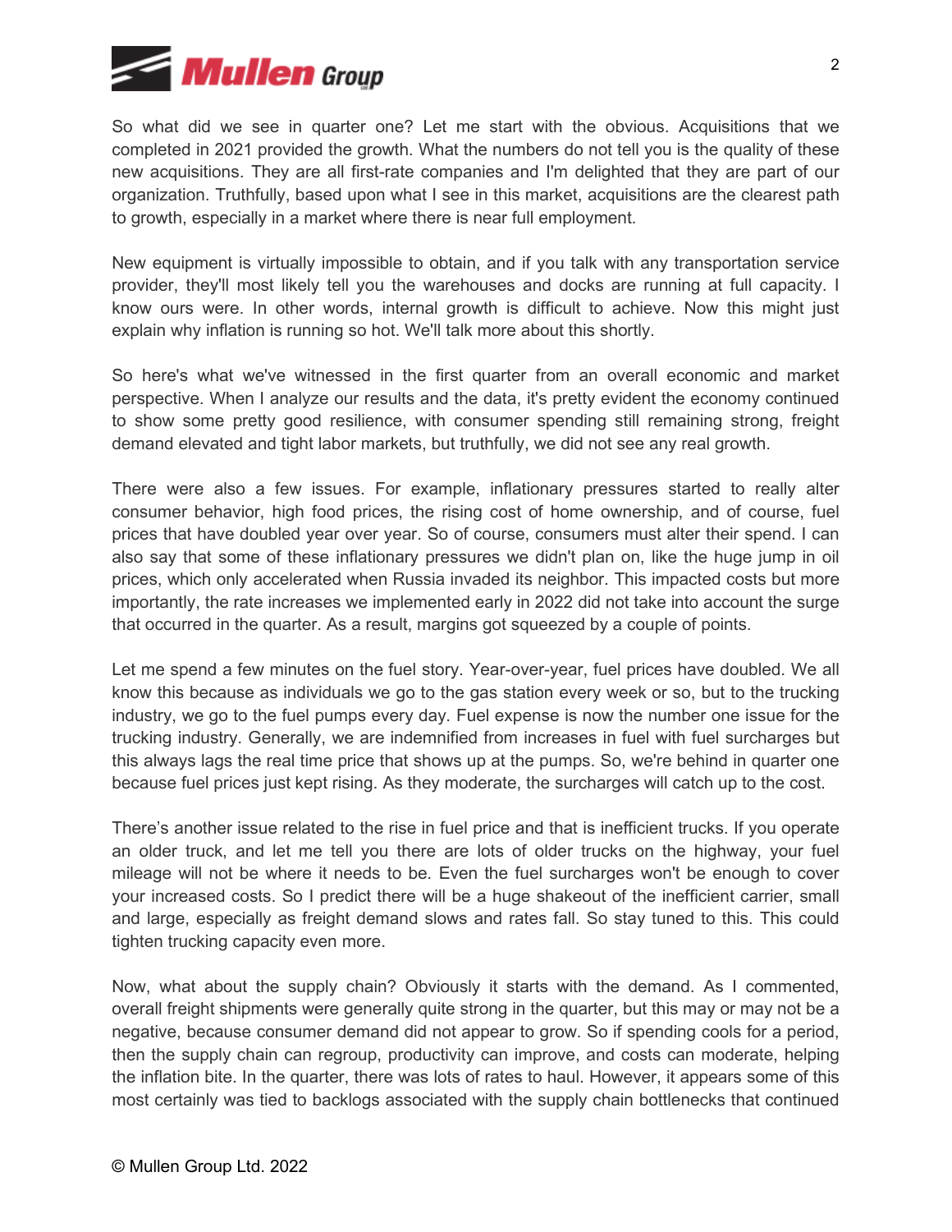So what did we see in quarter one? Let me start with the obvious. Acquisitions that we completed in 2021 provided the growth. What the numbers do not tell you is the quality of these new acquisitions. They are all first-rate companies and I'm delighted that they are part of our organization. Truthfully, based upon what I see in this market, acquisitions are the clearest path to growth, especially in a market where there is near full employment.

New equipment is virtually impossible to obtain, and if you talk with any transportation service provider, they'll most likely tell you the warehouses and docks are running at full capacity. I know ours were. In other words, internal growth is difficult to achieve. Now this might just explain why inflation is running so hot. We'll talk more about this shortly.

So here's what we've witnessed in the first quarter from an overall economic and market perspective. When I analyze our results and the data, it's pretty evident the economy continued to show some pretty good resilience, with consumer spending still remaining strong, freight demand elevated and tight labor markets, but truthfully, we did not see any real growth.

There were also a few issues. For example, inflationary pressures started to really alter consumer behavior, high food prices, the rising cost of home ownership, and of course, fuel prices that have doubled year over year. So of course, consumers must alter their spend. I can also say that some of these inflationary pressures we didn't plan on, like the huge jump in oil prices, which only accelerated when Russia invaded its neighbor. This impacted costs but more importantly, the rate increases we implemented early in 2022 did not take into account the surge that occurred in the quarter. As a result, margins got squeezed by a couple of points.

Let me spend a few minutes on the fuel story. Year-over-year, fuel prices have doubled. We all know this because as individuals we go to the gas station every week or so, but to the trucking industry, we go to the fuel pumps every day. Fuel expense is now the number one issue for the trucking industry. Generally, we are indemnified from increases in fuel with fuel surcharges but this always lags the real time price that shows up at the pumps. So, we're behind in quarter one because fuel prices just kept rising. As they moderate, the surcharges will catch up to the cost.

There's another issue related to the rise in fuel price and that is inefficient trucks. If you operate an older truck, and let me tell you there are lots of older trucks on the highway, your fuel mileage will not be where it needs to be. Even the fuel surcharges won't be enough to cover your increased costs. So I predict there will be a huge shakeout of the inefficient carrier, small and large, especially as freight demand slows and rates fall. So stay tuned to this. This could tighten trucking capacity even more.

Now, what about the supply chain? Obviously it starts with the demand. As I commented, overall freight shipments were generally quite strong in the quarter, but this may or may not be a negative, because consumer demand did not appear to grow. So if spending cools for a period, then the supply chain can regroup, productivity can improve, and costs can moderate, helping the inflation bite. In the quarter, there was lots of rates to haul. However, it appears some of this most certainly was tied to backlogs associated with the supply chain bottlenecks that continued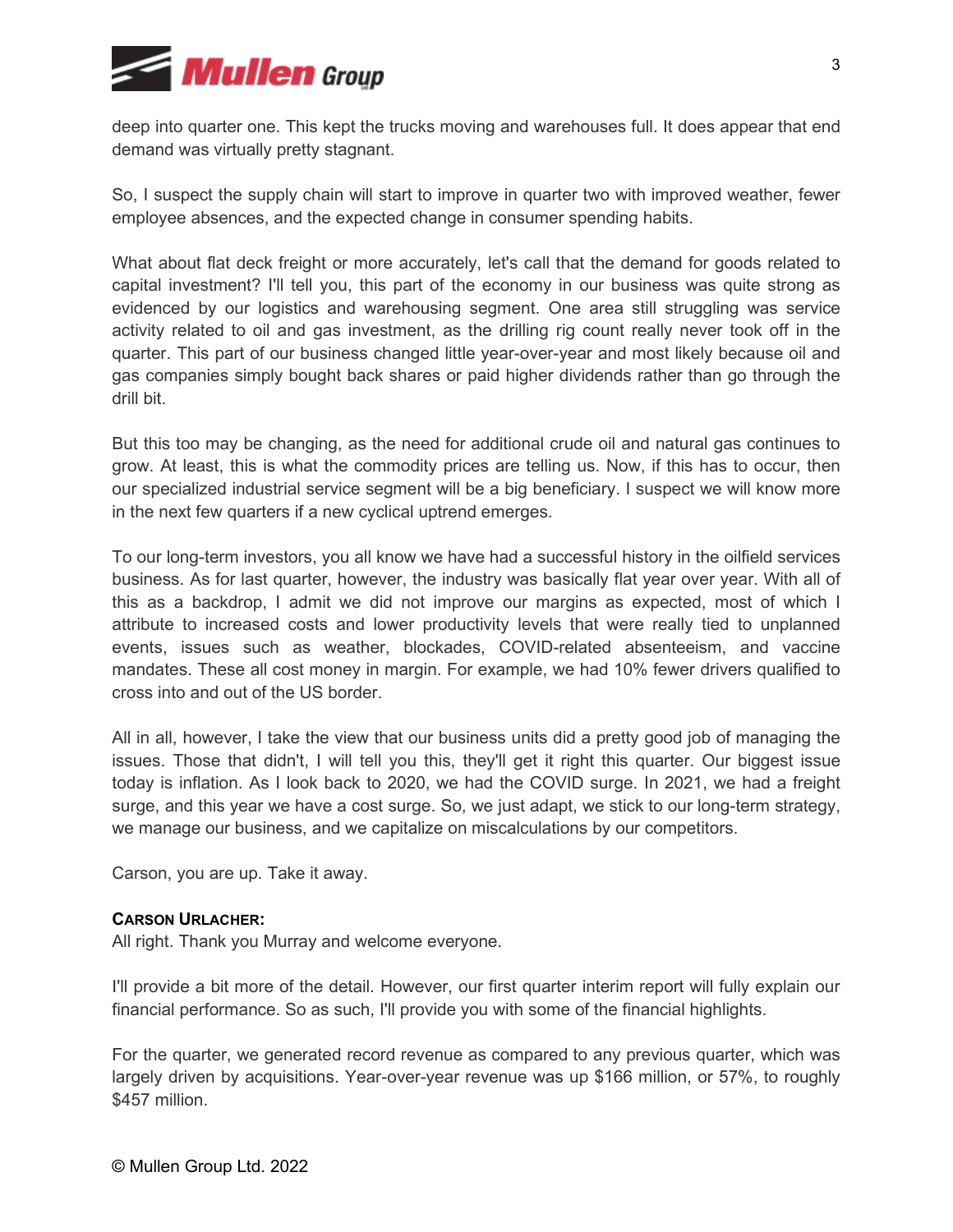deep into quarter one. This kept the trucks moving and warehouses full. It does appear that end demand was virtually pretty stagnant.

So, I suspect the supply chain will start to improve in quarter two with improved weather, fewer employee absences, and the expected change in consumer spending habits.

What about flat deck freight or more accurately, let's call that the demand for goods related to capital investment? I'll tell you, this part of the economy in our business was quite strong as evidenced by our logistics and warehousing segment. One area still struggling was service activity related to oil and gas investment, as the drilling rig count really never took off in the quarter. This part of our business changed little year-over-year and most likely because oil and gas companies simply bought back shares or paid higher dividends rather than go through the drill bit.

But this too may be changing, as the need for additional crude oil and natural gas continues to grow. At least, this is what the commodity prices are telling us. Now, if this has to occur, then our specialized industrial service segment will be a big beneficiary. I suspect we will know more in the next few quarters if a new cyclical uptrend emerges.

To our long-term investors, you all know we have had a successful history in the oilfield services business. As for last quarter, however, the industry was basically flat year over year. With all of this as a backdrop, I admit we did not improve our margins as expected, most of which I attribute to increased costs and lower productivity levels that were really tied to unplanned events, issues such as weather, blockades, COVID-related absenteeism, and vaccine mandates. These all cost money in margin. For example, we had 10% fewer drivers qualified to cross into and out of the US border.

All in all, however, I take the view that our business units did a pretty good job of managing the issues. Those that didn't, I will tell you this, they'll get it right this quarter. Our biggest issue today is inflation. As I look back to 2020, we had the COVID surge. In 2021, we had a freight surge, and this year we have a cost surge. So, we just adapt, we stick to our long-term strategy, we manage our business, and we capitalize on miscalculations by our competitors.

Carson, you are up. Take it away.

**CARSON URLACHER:**
All right. Thank you Murray and welcome everyone.

I'll provide a bit more of the detail. However, our first quarter interim report will fully explain our financial performance. So as such, I'll provide you with some of the financial highlights.

For the quarter, we generated record revenue as compared to any previous quarter, which was largely driven by acquisitions. Year-over-year revenue was up $166 million, or 57%, to roughly $457 million.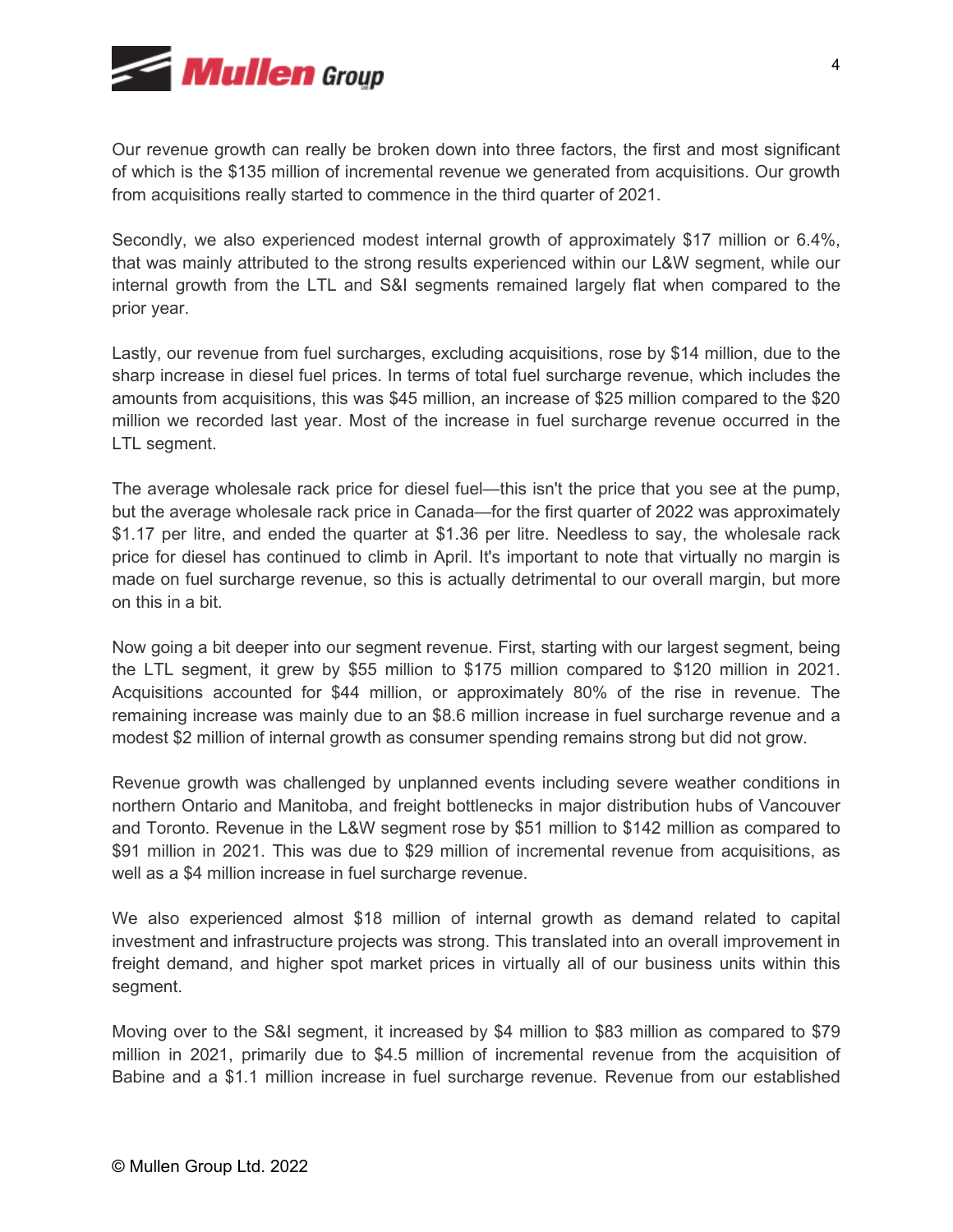Our revenue growth can really be broken down into three factors, the first and most significant of which is the $135 million of incremental revenue we generated from acquisitions. Our growth from acquisitions really started to commence in the third quarter of 2021.

Secondly, we also experienced modest internal growth of approximately $17 million or 6.4%, that was mainly attributed to the strong results experienced within our L&W segment, while our internal growth from the LTL and S&I segments remained largely flat when compared to the prior year.

Lastly, our revenue from fuel surcharges, excluding acquisitions, rose by $14 million, due to the sharp increase in diesel fuel prices. In terms of total fuel surcharge revenue, which includes the amounts from acquisitions, this was $45 million, an increase of $25 million compared to the $20 million we recorded last year. Most of the increase in fuel surcharge revenue occurred in the LTL segment.

The average wholesale rack price for diesel fuel—this isn't the price that you see at the pump, but the average wholesale rack price in Canada—for the first quarter of 2022 was approximately $1.17 per litre, and ended the quarter at $1.36 per litre. Needless to say, the wholesale rack price for diesel has continued to climb in April. It's important to note that virtually no margin is made on fuel surcharge revenue, so this is actually detrimental to our overall margin, but more on this in a bit.

Now going a bit deeper into our segment revenue. First, starting with our largest segment, being the LTL segment, it grew by $55 million to $175 million compared to $120 million in 2021. Acquisitions accounted for $44 million, or approximately 80% of the rise in revenue. The remaining increase was mainly due to an $8.6 million increase in fuel surcharge revenue and a modest $2 million of internal growth as consumer spending remains strong but did not grow.

Revenue growth was challenged by unplanned events including severe weather conditions in northern Ontario and Manitoba, and freight bottlenecks in major distribution hubs of Vancouver and Toronto. Revenue in the L&W segment rose by $51 million to $142 million as compared to $91 million in 2021. This was due to $29 million of incremental revenue from acquisitions, as well as a $4 million increase in fuel surcharge revenue.

We also experienced almost $18 million of internal growth as demand related to capital investment and infrastructure projects was strong. This translated into an overall improvement in freight demand, and higher spot market prices in virtually all of our business units within this segment.

Moving over to the S&I segment, it increased by $4 million to $83 million as compared to $79 million in 2021, primarily due to $4.5 million of incremental revenue from the acquisition of Babine and a $1.1 million increase in fuel surcharge revenue. Revenue from our established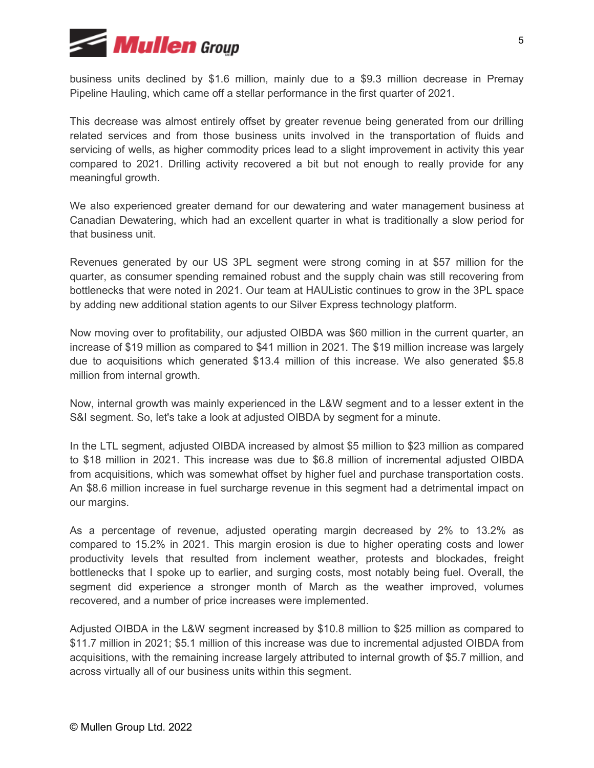business units declined by $1.6 million, mainly due to a $9.3 million decrease in Premay Pipeline Hauling, which came off a stellar performance in the first quarter of 2021.

This decrease was almost entirely offset by greater revenue being generated from our drilling related services and from those business units involved in the transportation of fluids and servicing of wells, as higher commodity prices lead to a slight improvement in activity this year compared to 2021. Drilling activity recovered a bit but not enough to really provide for any meaningful growth.

We also experienced greater demand for our dewatering and water management business at Canadian Dewatering, which had an excellent quarter in what is traditionally a slow period for that business unit.

Revenues generated by our US 3PL segment were strong coming in at $57 million for the quarter, as consumer spending remained robust and the supply chain was still recovering from bottlenecks that were noted in 2021. Our team at HAUListic continues to grow in the 3PL space by adding new additional station agents to our Silver Express technology platform.

Now moving over to profitability, our adjusted OIBDA was $60 million in the current quarter, an increase of $19 million as compared to $41 million in 2021. The $19 million increase was largely due to acquisitions which generated $13.4 million of this increase. We also generated $5.8 million from internal growth.

Now, internal growth was mainly experienced in the L&W segment and to a lesser extent in the S&I segment. So, let's take a look at adjusted OIBDA by segment for a minute.

In the LTL segment, adjusted OIBDA increased by almost $5 million to $23 million as compared to $18 million in 2021. This increase was due to $6.8 million of incremental adjusted OIBDA from acquisitions, which was somewhat offset by higher fuel and purchase transportation costs. An $8.6 million increase in fuel surcharge revenue in this segment had a detrimental impact on our margins.

As a percentage of revenue, adjusted operating margin decreased by 2% to 13.2% as compared to 15.2% in 2021. This margin erosion is due to higher operating costs and lower productivity levels that resulted from inclement weather, protests and blockades, freight bottlenecks that I spoke up to earlier, and surging costs, most notably being fuel. Overall, the segment did experience a stronger month of March as the weather improved, volumes recovered, and a number of price increases were implemented.

Adjusted OIBDA in the L&W segment increased by $10.8 million to $25 million as compared to $11.7 million in 2021; $5.1 million of this increase was due to incremental adjusted OIBDA from acquisitions, with the remaining increase largely attributed to internal growth of $5.7 million, and across virtually all of our business units within this segment.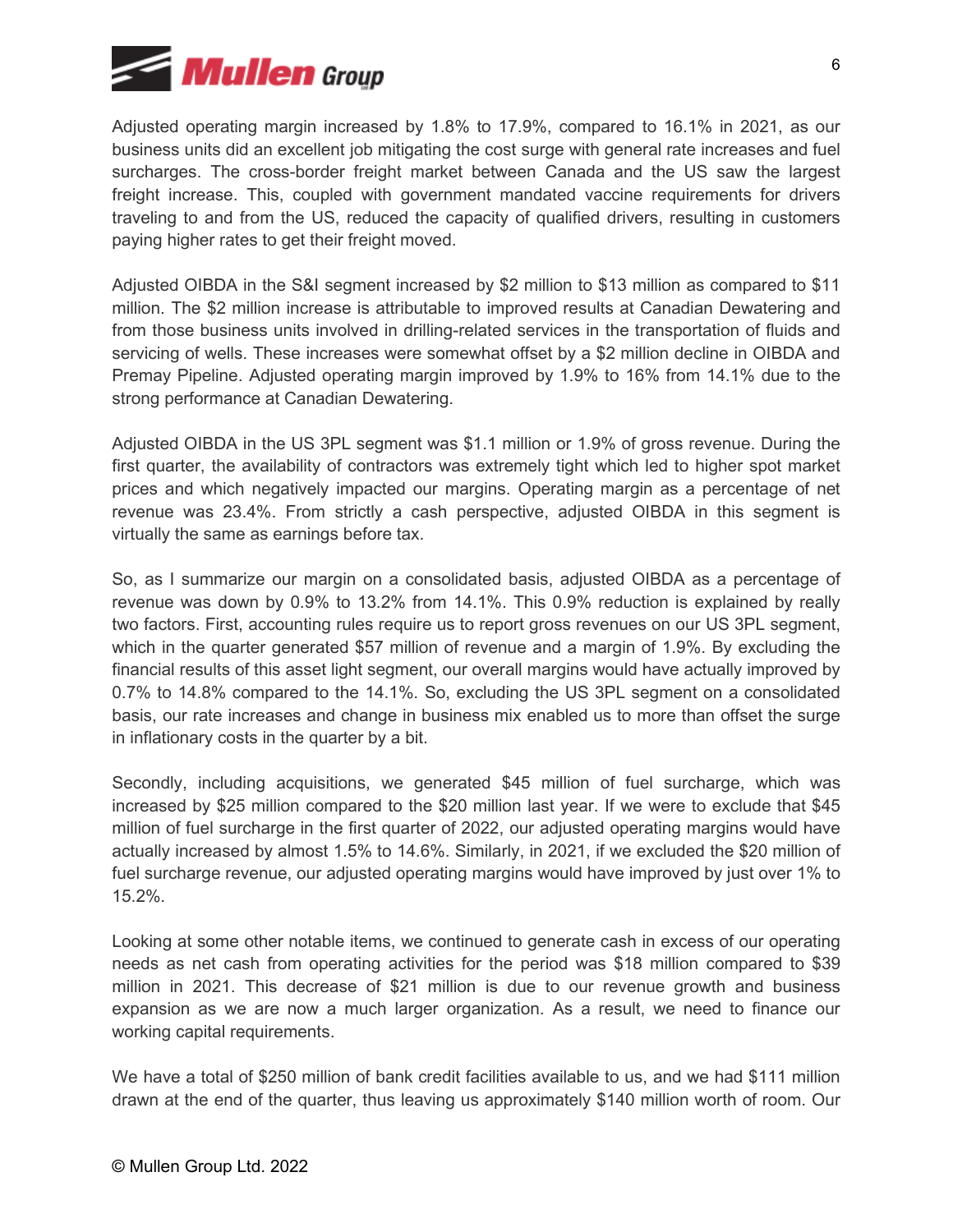Adjusted operating margin increased by 1.8% to 17.9%, compared to 16.1% in 2021, as our business units did an excellent job mitigating the cost surge with general rate increases and fuel surcharges. The cross-border freight market between Canada and the US saw the largest freight increase. This, coupled with government mandated vaccine requirements for drivers traveling to and from the US, reduced the capacity of qualified drivers, resulting in customers paying higher rates to get their freight moved.

Adjusted OIBDA in the S&I segment increased by $2 million to $13 million as compared to $11 million. The $2 million increase is attributable to improved results at Canadian Dewatering and from those business units involved in drilling-related services in the transportation of fluids and servicing of wells. These increases were somewhat offset by a $2 million decline in OIBDA and Premay Pipeline. Adjusted operating margin improved by 1.9% to 16% from 14.1% due to the strong performance at Canadian Dewatering.

Adjusted OIBDA in the US 3PL segment was $1.1 million or 1.9% of gross revenue. During the first quarter, the availability of contractors was extremely tight which led to higher spot market prices and which negatively impacted our margins. Operating margin as a percentage of net revenue was 23.4%. From strictly a cash perspective, adjusted OIBDA in this segment is virtually the same as earnings before tax.

So, as I summarize our margin on a consolidated basis, adjusted OIBDA as a percentage of revenue was down by 0.9% to 13.2% from 14.1%. This 0.9% reduction is explained by really two factors. First, accounting rules require us to report gross revenues on our US 3PL segment, which in the quarter generated $57 million of revenue and a margin of 1.9%. By excluding the financial results of this asset light segment, our overall margins would have actually improved by 0.7% to 14.8% compared to the 14.1%. So, excluding the US 3PL segment on a consolidated basis, our rate increases and change in business mix enabled us to more than offset the surge in inflationary costs in the quarter by a bit.

Secondly, including acquisitions, we generated $45 million of fuel surcharge, which was increased by $25 million compared to the $20 million last year. If we were to exclude that $45 million of fuel surcharge in the first quarter of 2022, our adjusted operating margins would have actually increased by almost 1.5% to 14.6%. Similarly, in 2021, if we excluded the $20 million of fuel surcharge revenue, our adjusted operating margins would have improved by just over 1% to 15.2%.

Looking at some other notable items, we continued to generate cash in excess of our operating needs as net cash from operating activities for the period was $18 million compared to $39 million in 2021. This decrease of $21 million is due to our revenue growth and business expansion as we are now a much larger organization. As a result, we need to finance our working capital requirements.

We have a total of $250 million of bank credit facilities available to us, and we had $111 million drawn at the end of the quarter, thus leaving us approximately $140 million worth of room. Our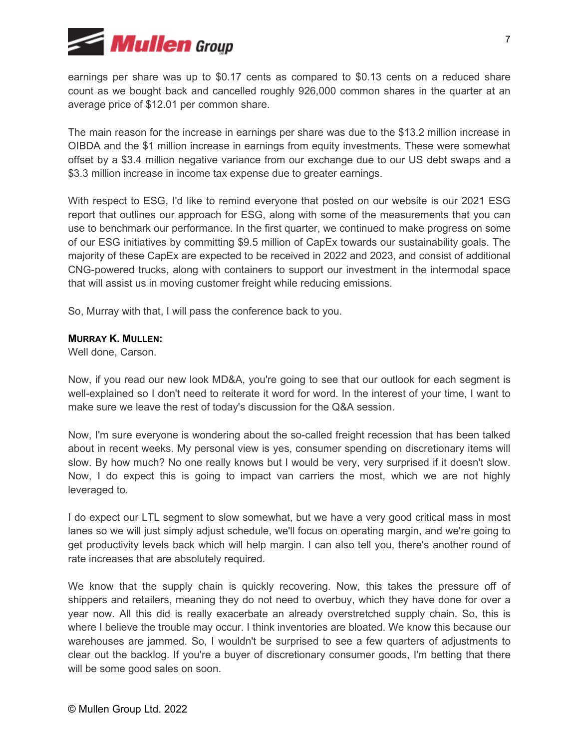earnings per share was up to $0.17 cents as compared to $0.13 cents on a reduced share count as we bought back and cancelled roughly 926,000 common shares in the quarter at an average price of $12.01 per common share.

The main reason for the increase in earnings per share was due to the $13.2 million increase in OIBDA and the $1 million increase in earnings from equity investments. These were somewhat offset by a $3.4 million negative variance from our exchange due to our US debt swaps and a $3.3 million increase in income tax expense due to greater earnings.

With respect to ESG, I'd like to remind everyone that posted on our website is our 2021 ESG report that outlines our approach for ESG, along with some of the measurements that you can use to benchmark our performance. In the first quarter, we continued to make progress on some of our ESG initiatives by committing $9.5 million of CapEx towards our sustainability goals. The majority of these CapEx are expected to be received in 2022 and 2023, and consist of additional CNG-powered trucks, along with containers to support our investment in the intermodal space that will assist us in moving customer freight while reducing emissions.

So, Murray with that, I will pass the conference back to you.

**MURRAY K. MULLEN:**
Well done, Carson.

Now, if you read our new look MD&A, you're going to see that our outlook for each segment is well-explained so I don't need to reiterate it word for word. In the interest of your time, I want to make sure we leave the rest of today's discussion for the Q&A session.

Now, I'm sure everyone is wondering about the so-called freight recession that has been talked about in recent weeks. My personal view is yes, consumer spending on discretionary items will slow. By how much? No one really knows but I would be very, very surprised if it doesn't slow. Now, I do expect this is going to impact van carriers the most, which we are not highly leveraged to.

I do expect our LTL segment to slow somewhat, but we have a very good critical mass in most lanes so we will just simply adjust schedule, we'll focus on operating margin, and we're going to get productivity levels back which will help margin. I can also tell you, there's another round of rate increases that are absolutely required.

We know that the supply chain is quickly recovering. Now, this takes the pressure off of shippers and retailers, meaning they do not need to overbuy, which they have done for over a year now. All this did is really exacerbate an already overstretched supply chain. So, this is where I believe the trouble may occur. I think inventories are bloated. We know this because our warehouses are jammed. So, I wouldn't be surprised to see a few quarters of adjustments to clear out the backlog. If you're a buyer of discretionary consumer goods, I'm betting that there will be some good sales on soon.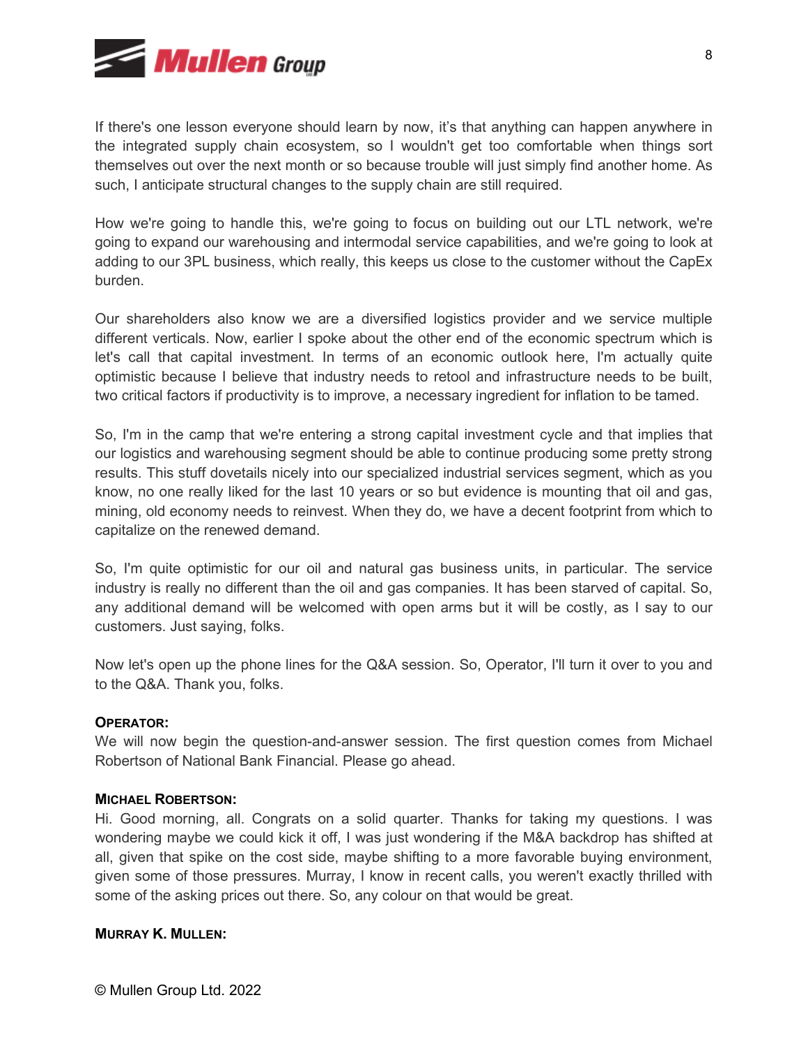If there's one lesson everyone should learn by now, it’s that anything can happen anywhere in the integrated supply chain ecosystem, so I wouldn't get too comfortable when things sort themselves out over the next month or so because trouble will just simply find another home. As such, I anticipate structural changes to the supply chain are still required.

How we're going to handle this, we're going to focus on building out our LTL network, we're going to expand our warehousing and intermodal service capabilities, and we're going to look at adding to our 3PL business, which really, this keeps us close to the customer without the CapEx burden.

Our shareholders also know we are a diversified logistics provider and we service multiple different verticals. Now, earlier I spoke about the other end of the economic spectrum which is let's call that capital investment. In terms of an economic outlook here, I'm actually quite optimistic because I believe that industry needs to retool and infrastructure needs to be built, two critical factors if productivity is to improve, a necessary ingredient for inflation to be tamed.

So, I'm in the camp that we're entering a strong capital investment cycle and that implies that our logistics and warehousing segment should be able to continue producing some pretty strong results. This stuff dovetails nicely into our specialized industrial services segment, which as you know, no one really liked for the last 10 years or so but evidence is mounting that oil and gas, mining, old economy needs to reinvest. When they do, we have a decent footprint from which to capitalize on the renewed demand.

So, I'm quite optimistic for our oil and natural gas business units, in particular. The service industry is really no different than the oil and gas companies. It has been starved of capital. So, any additional demand will be welcomed with open arms but it will be costly, as I say to our customers. Just saying, folks.

Now let's open up the phone lines for the Q&A session. So, Operator, I'll turn it over to you and to the Q&A. Thank you, folks.

**OPERATOR:**
We will now begin the question-and-answer session. The first question comes from Michael Robertson of National Bank Financial. Please go ahead.

**MICHAEL ROBERTSON:**
Hi. Good morning, all. Congrats on a solid quarter. Thanks for taking my questions. I was wondering maybe we could kick it off, I was just wondering if the M&A backdrop has shifted at all, given that spike on the cost side, maybe shifting to a more favorable buying environment, given some of those pressures. Murray, I know in recent calls, you weren't exactly thrilled with some of the asking prices out there. So, any colour on that would be great.

**MURRAY K. MULLEN:**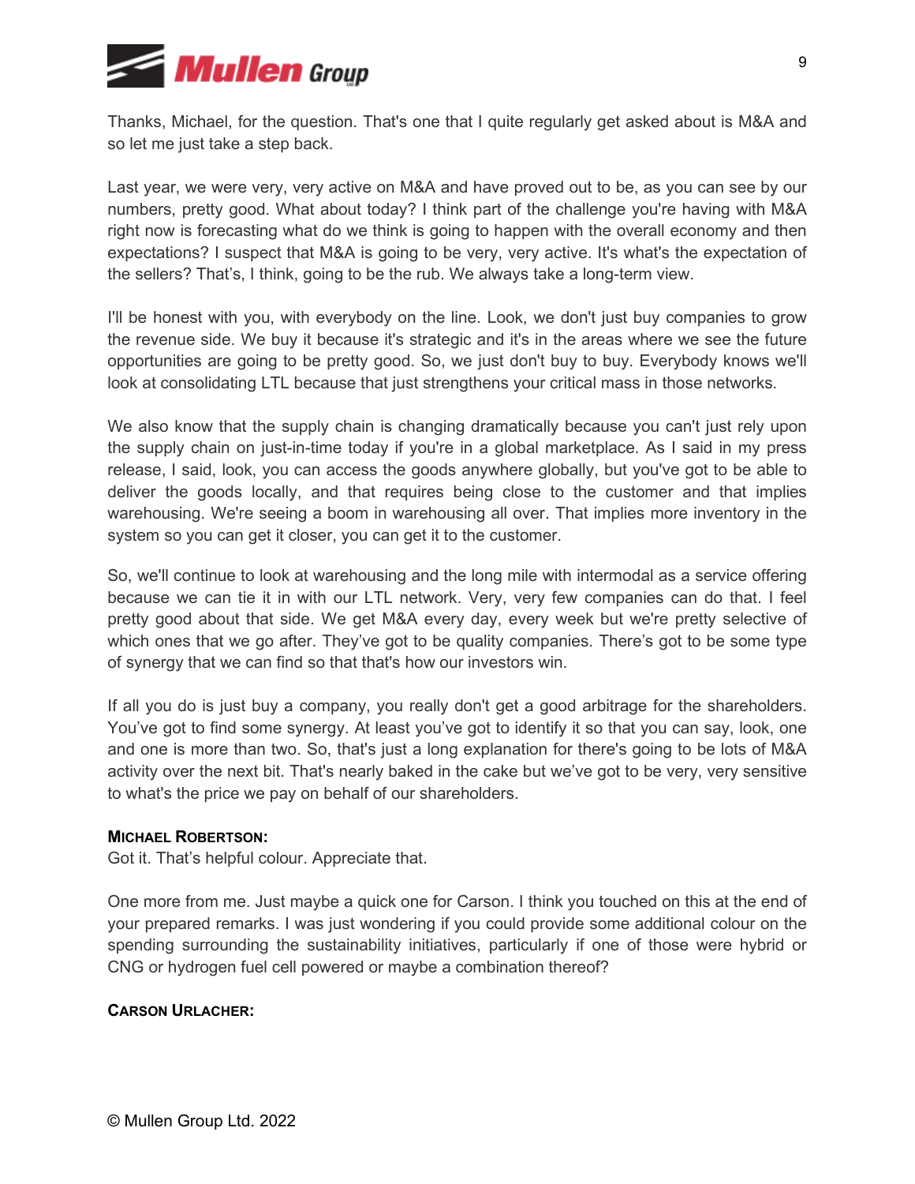Thanks, Michael, for the question. That's one that I quite regularly get asked about is M&A and so let me just take a step back.

Last year, we were very, very active on M&A and have proved out to be, as you can see by our numbers, pretty good. What about today? I think part of the challenge you're having with M&A right now is forecasting what do we think is going to happen with the overall economy and then expectations? I suspect that M&A is going to be very, very active. It's what's the expectation of the sellers? That's, I think, going to be the rub. We always take a long-term view.

I'll be honest with you, with everybody on the line. Look, we don't just buy companies to grow the revenue side. We buy it because it's strategic and it's in the areas where we see the future opportunities are going to be pretty good. So, we just don't buy to buy. Everybody knows we'll look at consolidating LTL because that just strengthens your critical mass in those networks.

We also know that the supply chain is changing dramatically because you can't just rely upon the supply chain on just-in-time today if you're in a global marketplace. As I said in my press release, I said, look, you can access the goods anywhere globally, but you've got to be able to deliver the goods locally, and that requires being close to the customer and that implies warehousing. We're seeing a boom in warehousing all over. That implies more inventory in the system so you can get it closer, you can get it to the customer.

So, we'll continue to look at warehousing and the long mile with intermodal as a service offering because we can tie it in with our LTL network. Very, very few companies can do that. I feel pretty good about that side. We get M&A every day, every week but we're pretty selective of which ones that we go after. They've got to be quality companies. There's got to be some type of synergy that we can find so that that's how our investors win.

If all you do is just buy a company, you really don't get a good arbitrage for the shareholders. You've got to find some synergy. At least you've got to identify it so that you can say, look, one and one is more than two. So, that's just a long explanation for there's going to be lots of M&A activity over the next bit. That's nearly baked in the cake but we've got to be very, very sensitive to what's the price we pay on behalf of our shareholders.

**MICHAEL ROBERTSON:**
Got it. That's helpful colour. Appreciate that.

One more from me. Just maybe a quick one for Carson. I think you touched on this at the end of your prepared remarks. I was just wondering if you could provide some additional colour on the spending surrounding the sustainability initiatives, particularly if one of those were hybrid or CNG or hydrogen fuel cell powered or maybe a combination thereof?

**CARSON URLACHER:**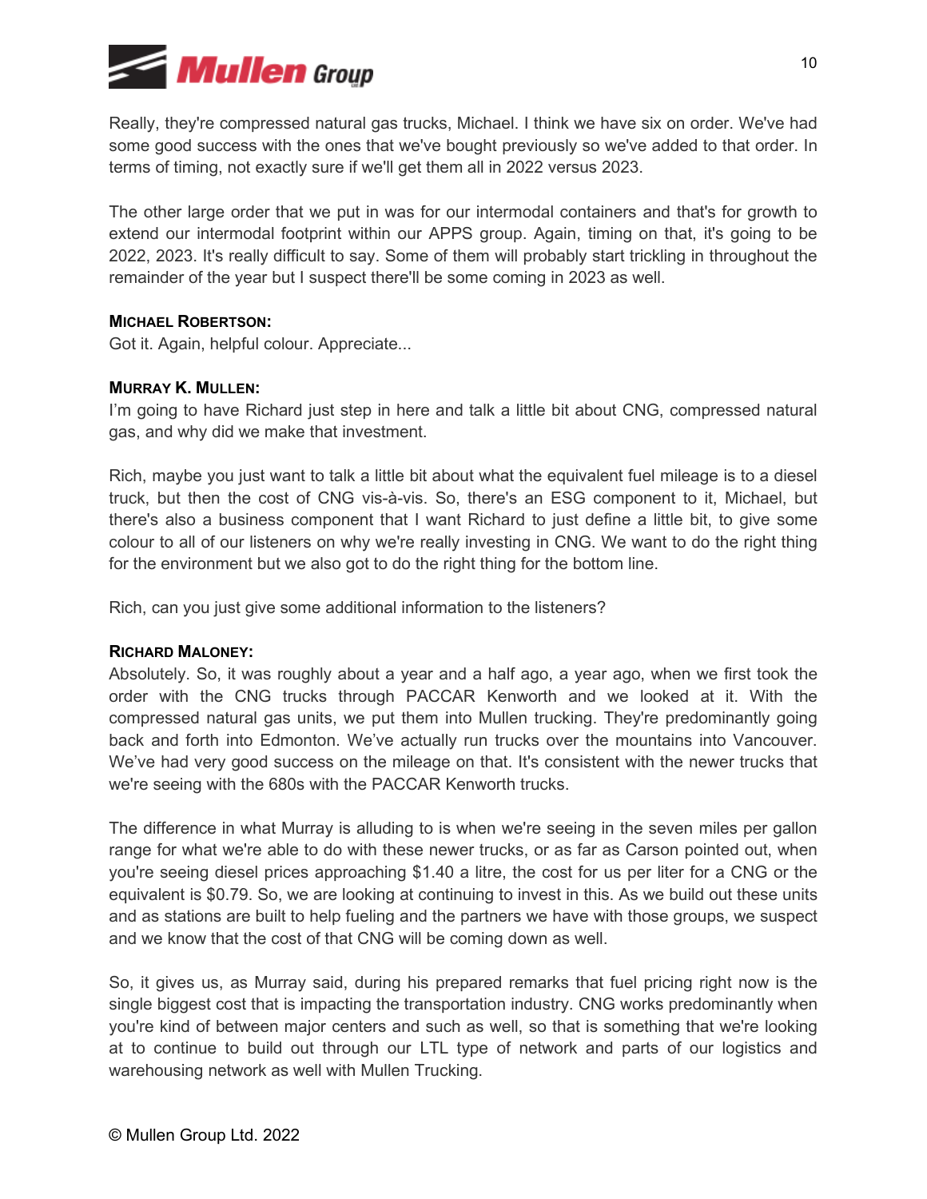Really, they're compressed natural gas trucks, Michael. I think we have six on order. We've had some good success with the ones that we've bought previously so we've added to that order. In terms of timing, not exactly sure if we'll get them all in 2022 versus 2023.

The other large order that we put in was for our intermodal containers and that's for growth to extend our intermodal footprint within our APPS group. Again, timing on that, it's going to be 2022, 2023. It's really difficult to say. Some of them will probably start trickling in throughout the remainder of the year but I suspect there'll be some coming in 2023 as well.

**MICHAEL ROBERTSON:**
Got it. Again, helpful colour. Appreciate...

**MURRAY K. MULLEN:**
I'm going to have Richard just step in here and talk a little bit about CNG, compressed natural gas, and why did we make that investment.

Rich, maybe you just want to talk a little bit about what the equivalent fuel mileage is to a diesel truck, but then the cost of CNG vis-à-vis. So, there's an ESG component to it, Michael, but there's also a business component that I want Richard to just define a little bit, to give some colour to all of our listeners on why we're really investing in CNG. We want to do the right thing for the environment but we also got to do the right thing for the bottom line.

Rich, can you just give some additional information to the listeners?

**RICHARD MALONEY:**
Absolutely. So, it was roughly about a year and a half ago, a year ago, when we first took the order with the CNG trucks through PACCAR Kenworth and we looked at it. With the compressed natural gas units, we put them into Mullen trucking. They're predominantly going back and forth into Edmonton. We've actually run trucks over the mountains into Vancouver. We've had very good success on the mileage on that. It's consistent with the newer trucks that we're seeing with the 680s with the PACCAR Kenworth trucks.

The difference in what Murray is alluding to is when we're seeing in the seven miles per gallon range for what we're able to do with these newer trucks, or as far as Carson pointed out, when you're seeing diesel prices approaching $1.40 a litre, the cost for us per liter for a CNG or the equivalent is $0.79. So, we are looking at continuing to invest in this. As we build out these units and as stations are built to help fueling and the partners we have with those groups, we suspect and we know that the cost of that CNG will be coming down as well.

So, it gives us, as Murray said, during his prepared remarks that fuel pricing right now is the single biggest cost that is impacting the transportation industry. CNG works predominantly when you're kind of between major centers and such as well, so that is something that we're looking at to continue to build out through our LTL type of network and parts of our logistics and warehousing network as well with Mullen Trucking.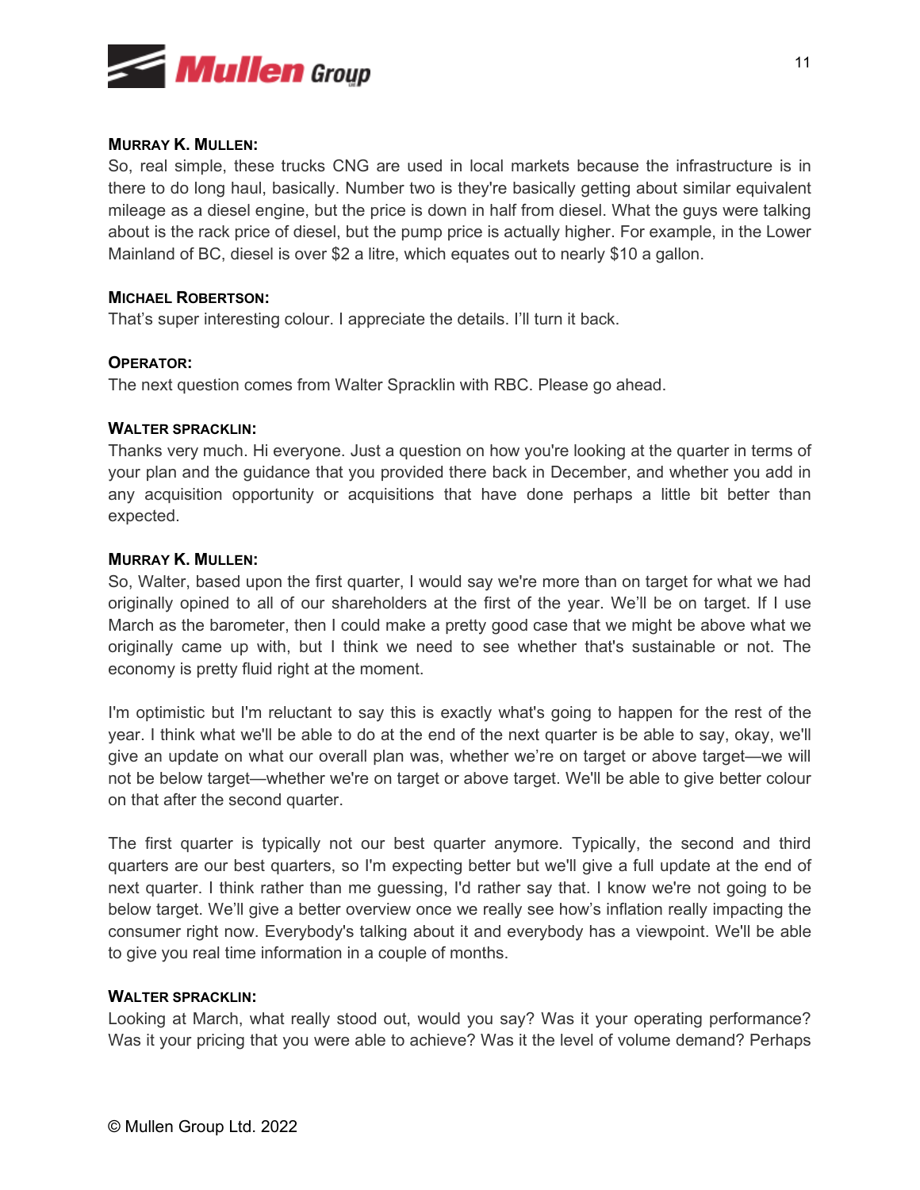**MURRAY K. MULLEN:**

So, real simple, these trucks CNG are used in local markets because the infrastructure is in there to do long haul, basically. Number two is they're basically getting about similar equivalent mileage as a diesel engine, but the price is down in half from diesel. What the guys were talking about is the rack price of diesel, but the pump price is actually higher. For example, in the Lower Mainland of BC, diesel is over $2 a litre, which equates out to nearly $10 a gallon.

**MICHAEL ROBERTSON:**

That's super interesting colour. I appreciate the details. I'll turn it back.

**OPERATOR:**

The next question comes from Walter Spracklin with RBC. Please go ahead.

**WALTER SPRACKLIN:**

Thanks very much. Hi everyone. Just a question on how you're looking at the quarter in terms of your plan and the guidance that you provided there back in December, and whether you add in any acquisition opportunity or acquisitions that have done perhaps a little bit better than expected.

**MURRAY K. MULLEN:**

So, Walter, based upon the first quarter, I would say we're more than on target for what we had originally opined to all of our shareholders at the first of the year. We'll be on target. If I use March as the barometer, then I could make a pretty good case that we might be above what we originally came up with, but I think we need to see whether that's sustainable or not. The economy is pretty fluid right at the moment.

I'm optimistic but I'm reluctant to say this is exactly what's going to happen for the rest of the year. I think what we'll be able to do at the end of the next quarter is be able to say, okay, we'll give an update on what our overall plan was, whether we're on target or above target—we will not be below target—whether we're on target or above target. We'll be able to give better colour on that after the second quarter.

The first quarter is typically not our best quarter anymore. Typically, the second and third quarters are our best quarters, so I'm expecting better but we'll give a full update at the end of next quarter. I think rather than me guessing, I'd rather say that. I know we're not going to be below target. We'll give a better overview once we really see how's inflation really impacting the consumer right now. Everybody's talking about it and everybody has a viewpoint. We'll be able to give you real time information in a couple of months.

**WALTER SPRACKLIN:**

Looking at March, what really stood out, would you say? Was it your operating performance? Was it your pricing that you were able to achieve? Was it the level of volume demand? Perhaps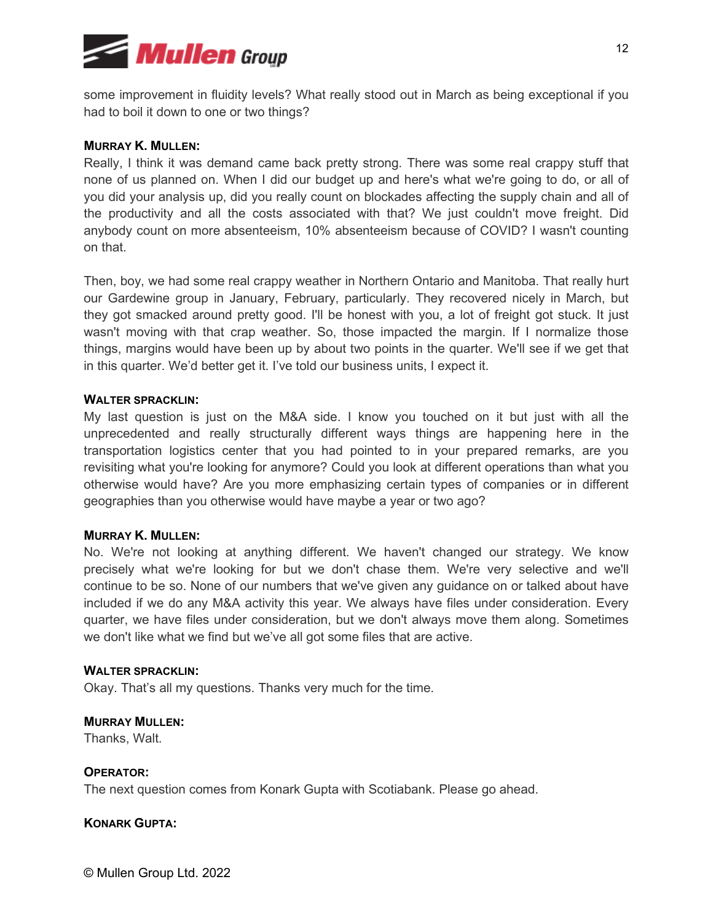some improvement in fluidity levels? What really stood out in March as being exceptional if you had to boil it down to one or two things?

**MURRAY K. MULLEN:**
Really, I think it was demand came back pretty strong. There was some real crappy stuff that none of us planned on. When I did our budget up and here's what we're going to do, or all of you did your analysis up, did you really count on blockades affecting the supply chain and all of the productivity and all the costs associated with that? We just couldn't move freight. Did anybody count on more absenteeism, 10% absenteeism because of COVID? I wasn't counting on that.

Then, boy, we had some real crappy weather in Northern Ontario and Manitoba. That really hurt our Gardewine group in January, February, particularly. They recovered nicely in March, but they got smacked around pretty good. I'll be honest with you, a lot of freight got stuck. It just wasn't moving with that crap weather. So, those impacted the margin. If I normalize those things, margins would have been up by about two points in the quarter. We'll see if we get that in this quarter. We'd better get it. I've told our business units, I expect it.

**WALTER SPRACKLIN:**
My last question is just on the M&A side. I know you touched on it but just with all the unprecedented and really structurally different ways things are happening here in the transportation logistics center that you had pointed to in your prepared remarks, are you revisiting what you're looking for anymore? Could you look at different operations than what you otherwise would have? Are you more emphasizing certain types of companies or in different geographies than you otherwise would have maybe a year or two ago?

**MURRAY K. MULLEN:**
No. We're not looking at anything different. We haven't changed our strategy. We know precisely what we're looking for but we don't chase them. We're very selective and we'll continue to be so. None of our numbers that we've given any guidance on or talked about have included if we do any M&A activity this year. We always have files under consideration. Every quarter, we have files under consideration, but we don't always move them along. Sometimes we don't like what we find but we've all got some files that are active.

**WALTER SPRACKLIN:**
Okay. That's all my questions. Thanks very much for the time.

**MURRAY MULLEN:**
Thanks, Walt.

**OPERATOR:**
The next question comes from Konark Gupta with Scotiabank. Please go ahead.

**KONARK GUPTA:**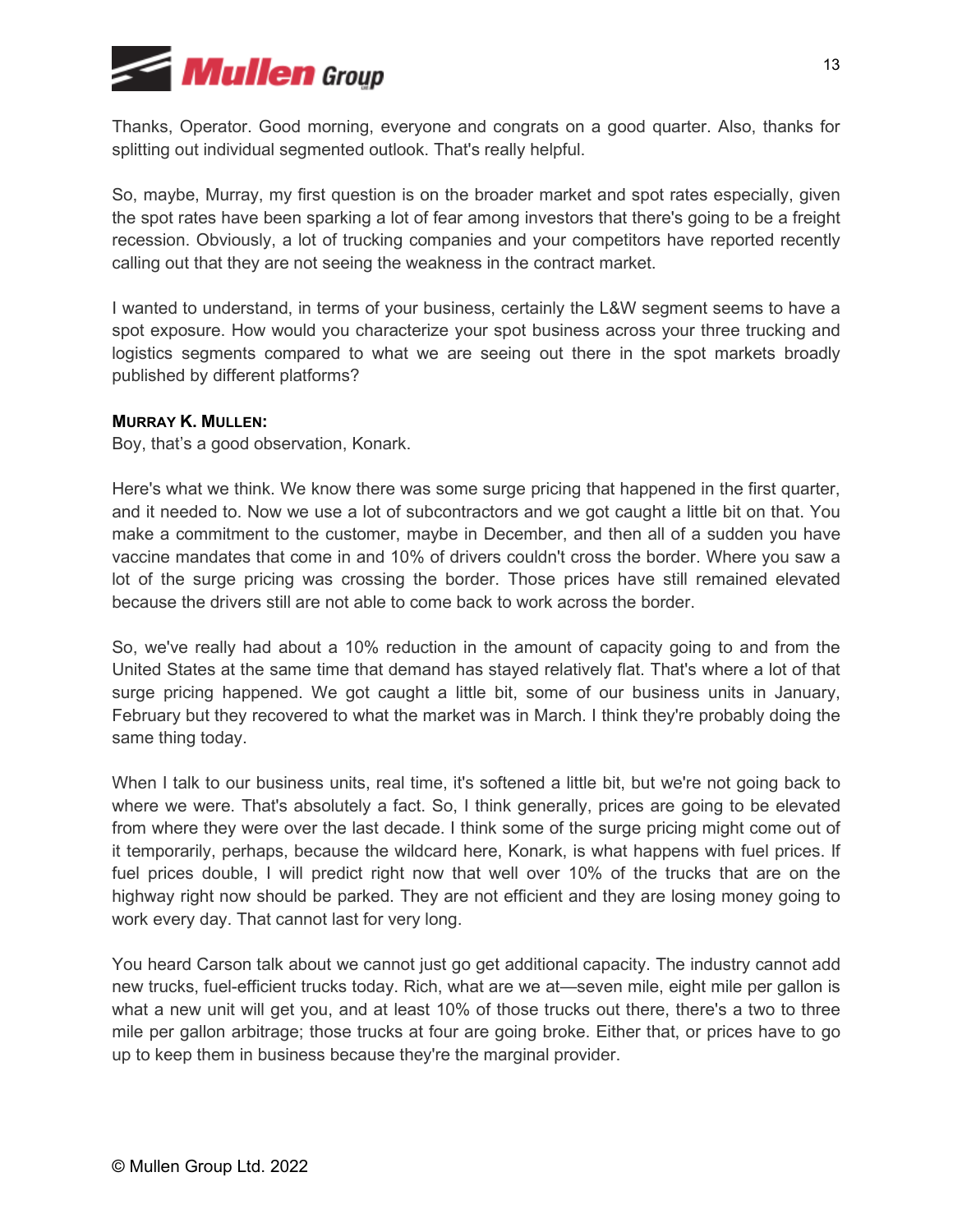Thanks, Operator. Good morning, everyone and congrats on a good quarter. Also, thanks for splitting out individual segmented outlook. That's really helpful.

So, maybe, Murray, my first question is on the broader market and spot rates especially, given the spot rates have been sparking a lot of fear among investors that there's going to be a freight recession. Obviously, a lot of trucking companies and your competitors have reported recently calling out that they are not seeing the weakness in the contract market.

I wanted to understand, in terms of your business, certainly the L&W segment seems to have a spot exposure. How would you characterize your spot business across your three trucking and logistics segments compared to what we are seeing out there in the spot markets broadly published by different platforms?

**MURRAY K. MULLEN:**
Boy, that's a good observation, Konark.

Here's what we think. We know there was some surge pricing that happened in the first quarter, and it needed to. Now we use a lot of subcontractors and we got caught a little bit on that. You make a commitment to the customer, maybe in December, and then all of a sudden you have vaccine mandates that come in and 10% of drivers couldn't cross the border. Where you saw a lot of the surge pricing was crossing the border. Those prices have still remained elevated because the drivers still are not able to come back to work across the border.

So, we've really had about a 10% reduction in the amount of capacity going to and from the United States at the same time that demand has stayed relatively flat. That's where a lot of that surge pricing happened. We got caught a little bit, some of our business units in January, February but they recovered to what the market was in March. I think they're probably doing the same thing today.

When I talk to our business units, real time, it's softened a little bit, but we're not going back to where we were. That's absolutely a fact. So, I think generally, prices are going to be elevated from where they were over the last decade. I think some of the surge pricing might come out of it temporarily, perhaps, because the wildcard here, Konark, is what happens with fuel prices. If fuel prices double, I will predict right now that well over 10% of the trucks that are on the highway right now should be parked. They are not efficient and they are losing money going to work every day. That cannot last for very long.

You heard Carson talk about we cannot just go get additional capacity. The industry cannot add new trucks, fuel-efficient trucks today. Rich, what are we at—seven mile, eight mile per gallon is what a new unit will get you, and at least 10% of those trucks out there, there's a two to three mile per gallon arbitrage; those trucks at four are going broke. Either that, or prices have to go up to keep them in business because they're the marginal provider.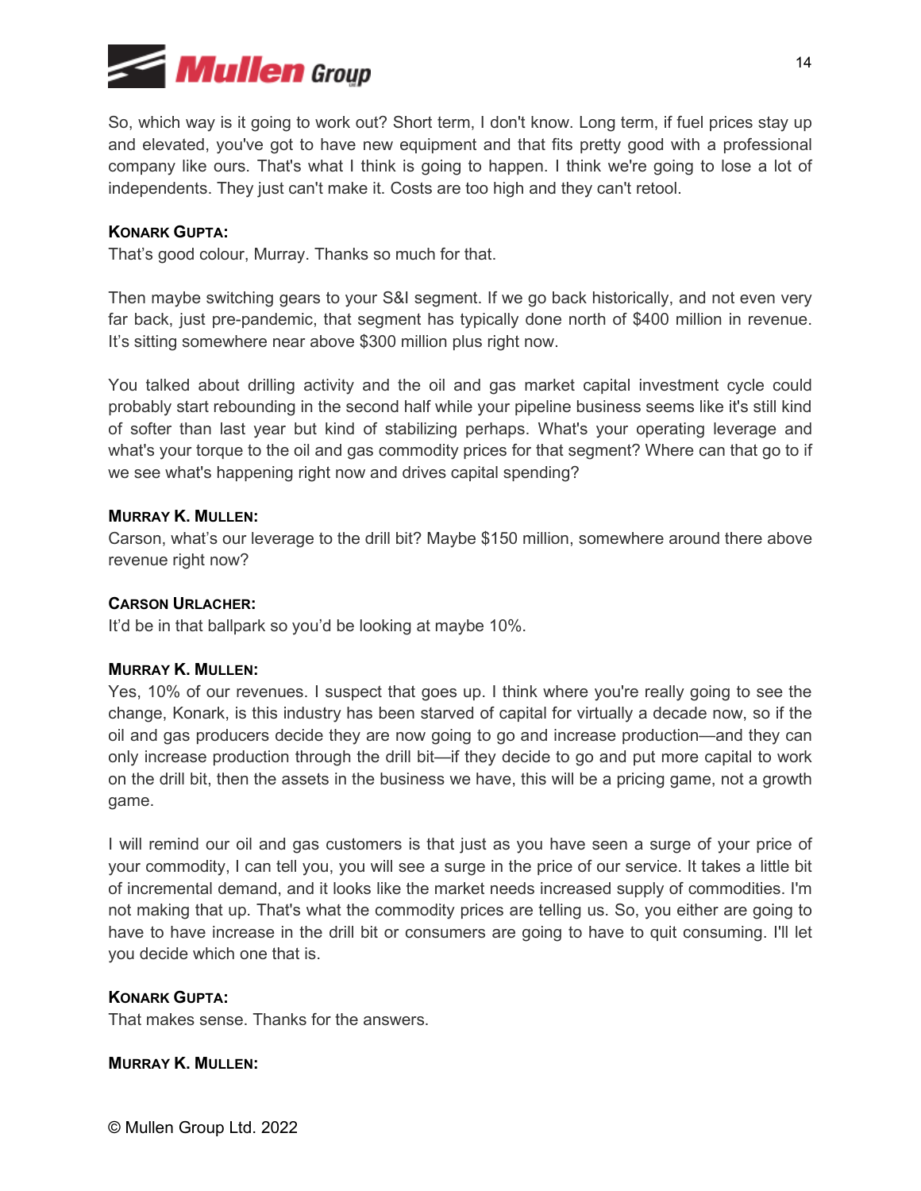So, which way is it going to work out? Short term, I don't know. Long term, if fuel prices stay up and elevated, you've got to have new equipment and that fits pretty good with a professional company like ours. That's what I think is going to happen. I think we're going to lose a lot of independents. They just can't make it. Costs are too high and they can't retool.

**KONARK GUPTA:**
That's good colour, Murray. Thanks so much for that.

Then maybe switching gears to your S&I segment. If we go back historically, and not even very far back, just pre-pandemic, that segment has typically done north of $400 million in revenue. It's sitting somewhere near above $300 million plus right now.

You talked about drilling activity and the oil and gas market capital investment cycle could probably start rebounding in the second half while your pipeline business seems like it's still kind of softer than last year but kind of stabilizing perhaps. What's your operating leverage and what's your torque to the oil and gas commodity prices for that segment? Where can that go to if we see what's happening right now and drives capital spending?

**MURRAY K. MULLEN:**
Carson, what's our leverage to the drill bit? Maybe $150 million, somewhere around there above revenue right now?

**CARSON URLACHER:**
It'd be in that ballpark so you'd be looking at maybe 10%.

**MURRAY K. MULLEN:**
Yes, 10% of our revenues. I suspect that goes up. I think where you're really going to see the change, Konark, is this industry has been starved of capital for virtually a decade now, so if the oil and gas producers decide they are now going to go and increase production—and they can only increase production through the drill bit—if they decide to go and put more capital to work on the drill bit, then the assets in the business we have, this will be a pricing game, not a growth game.

I will remind our oil and gas customers is that just as you have seen a surge of your price of your commodity, I can tell you, you will see a surge in the price of our service. It takes a little bit of incremental demand, and it looks like the market needs increased supply of commodities. I'm not making that up. That's what the commodity prices are telling us. So, you either are going to have to have increase in the drill bit or consumers are going to have to quit consuming. I'll let you decide which one that is.

**KONARK GUPTA:**
That makes sense. Thanks for the answers.

**MURRAY K. MULLEN:**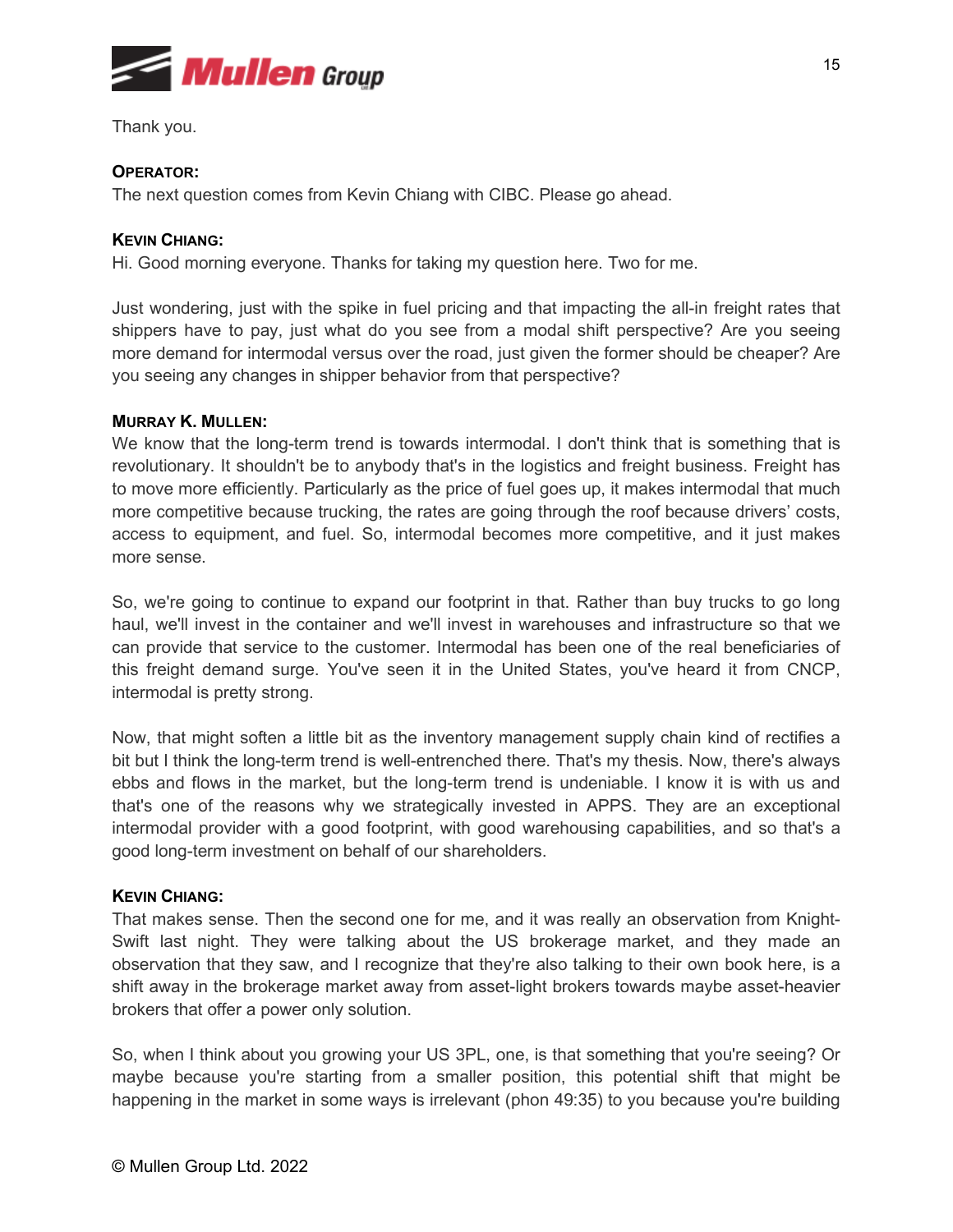Thank you.

**OPERATOR:**
The next question comes from Kevin Chiang with CIBC. Please go ahead.

**KEVIN CHIANG:**
Hi. Good morning everyone. Thanks for taking my question here. Two for me.

Just wondering, just with the spike in fuel pricing and that impacting the all-in freight rates that shippers have to pay, just what do you see from a modal shift perspective? Are you seeing more demand for intermodal versus over the road, just given the former should be cheaper? Are you seeing any changes in shipper behavior from that perspective?

**MURRAY K. MULLEN:**
We know that the long-term trend is towards intermodal. I don't think that is something that is revolutionary. It shouldn't be to anybody that's in the logistics and freight business. Freight has to move more efficiently. Particularly as the price of fuel goes up, it makes intermodal that much more competitive because trucking, the rates are going through the roof because drivers' costs, access to equipment, and fuel. So, intermodal becomes more competitive, and it just makes more sense.

So, we're going to continue to expand our footprint in that. Rather than buy trucks to go long haul, we'll invest in the container and we'll invest in warehouses and infrastructure so that we can provide that service to the customer. Intermodal has been one of the real beneficiaries of this freight demand surge. You've seen it in the United States, you've heard it from CNCP, intermodal is pretty strong.

Now, that might soften a little bit as the inventory management supply chain kind of rectifies a bit but I think the long-term trend is well-entrenched there. That's my thesis. Now, there's always ebbs and flows in the market, but the long-term trend is undeniable. I know it is with us and that's one of the reasons why we strategically invested in APPS. They are an exceptional intermodal provider with a good footprint, with good warehousing capabilities, and so that's a good long-term investment on behalf of our shareholders.

**KEVIN CHIANG:**
That makes sense. Then the second one for me, and it was really an observation from Knight-Swift last night. They were talking about the US brokerage market, and they made an observation that they saw, and I recognize that they're also talking to their own book here, is a shift away in the brokerage market away from asset-light brokers towards maybe asset-heavier brokers that offer a power only solution.

So, when I think about you growing your US 3PL, one, is that something that you're seeing? Or maybe because you're starting from a smaller position, this potential shift that might be happening in the market in some ways is irrelevant (phon 49:35) to you because you're building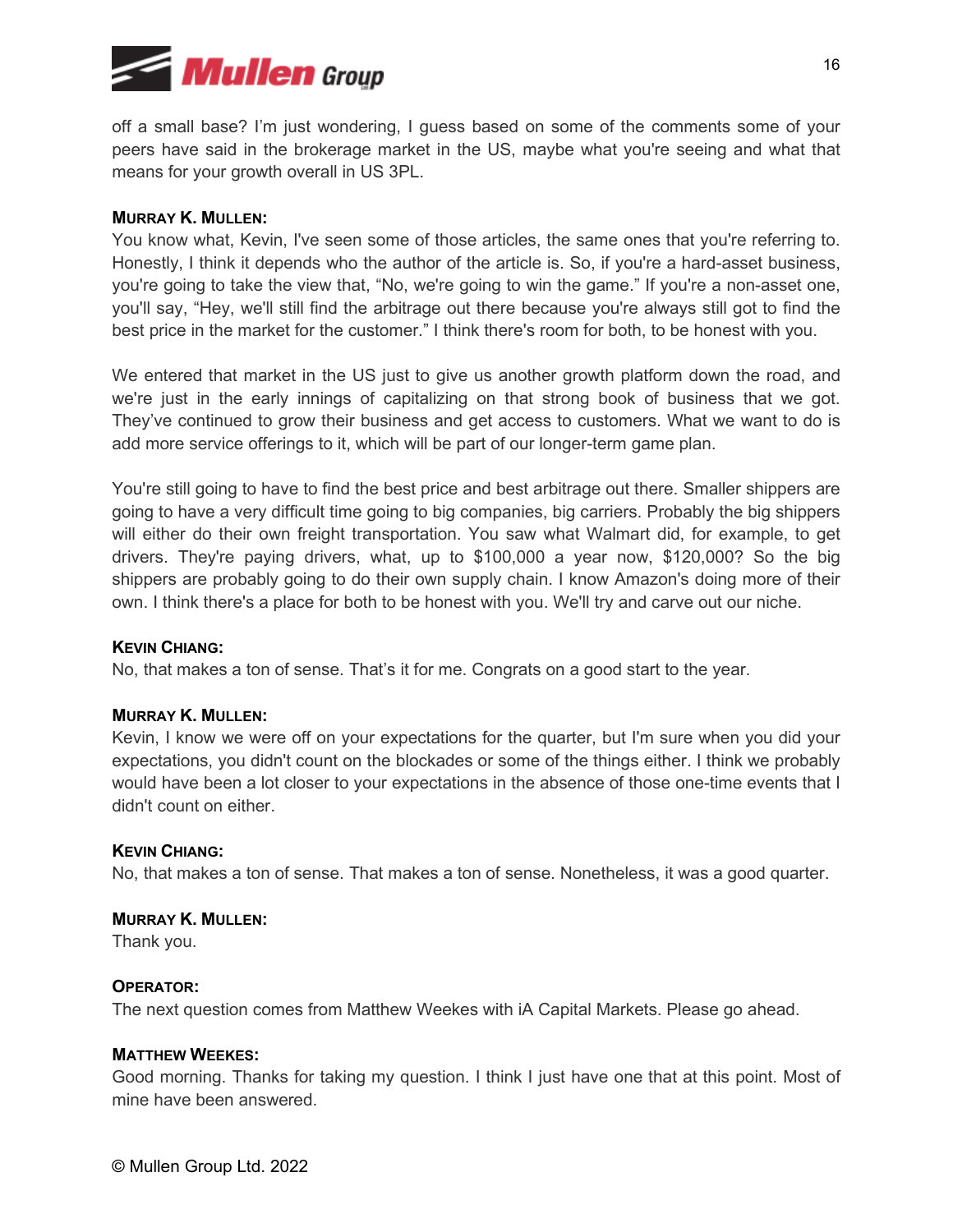off a small base? I'm just wondering, I guess based on some of the comments some of your peers have said in the brokerage market in the US, maybe what you're seeing and what that means for your growth overall in US 3PL.

**MURRAY K. MULLEN:**
You know what, Kevin, I've seen some of those articles, the same ones that you're referring to. Honestly, I think it depends who the author of the article is. So, if you're a hard-asset business, you're going to take the view that, "No, we're going to win the game." If you're a non-asset one, you'll say, "Hey, we'll still find the arbitrage out there because you're always still got to find the best price in the market for the customer." I think there's room for both, to be honest with you.

We entered that market in the US just to give us another growth platform down the road, and we're just in the early innings of capitalizing on that strong book of business that we got. They've continued to grow their business and get access to customers. What we want to do is add more service offerings to it, which will be part of our longer-term game plan.

You're still going to have to find the best price and best arbitrage out there. Smaller shippers are going to have a very difficult time going to big companies, big carriers. Probably the big shippers will either do their own freight transportation. You saw what Walmart did, for example, to get drivers. They're paying drivers, what, up to $100,000 a year now, $120,000? So the big shippers are probably going to do their own supply chain. I know Amazon's doing more of their own. I think there's a place for both to be honest with you. We'll try and carve out our niche.

**KEVIN CHIANG:**
No, that makes a ton of sense. That's it for me. Congrats on a good start to the year.

**MURRAY K. MULLEN:**
Kevin, I know we were off on your expectations for the quarter, but I'm sure when you did your expectations, you didn't count on the blockades or some of the things either. I think we probably would have been a lot closer to your expectations in the absence of those one-time events that I didn't count on either.

**KEVIN CHIANG:**
No, that makes a ton of sense. That makes a ton of sense. Nonetheless, it was a good quarter.

**MURRAY K. MULLEN:**
Thank you.

**OPERATOR:**
The next question comes from Matthew Weekes with iA Capital Markets. Please go ahead.

**MATTHEW WEEKES:**
Good morning. Thanks for taking my question. I think I just have one that at this point. Most of mine have been answered.

© Mullen Group Ltd. 2022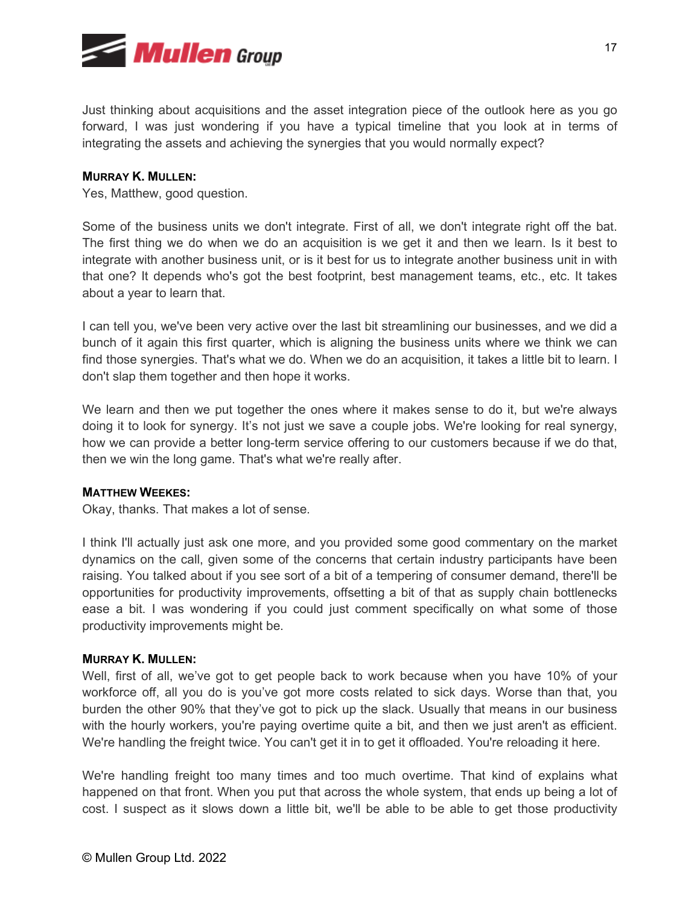Just thinking about acquisitions and the asset integration piece of the outlook here as you go forward, I was just wondering if you have a typical timeline that you look at in terms of integrating the assets and achieving the synergies that you would normally expect?

**MURRAY K. MULLEN:**
Yes, Matthew, good question.

Some of the business units we don't integrate. First of all, we don't integrate right off the bat. The first thing we do when we do an acquisition is we get it and then we learn. Is it best to integrate with another business unit, or is it best for us to integrate another business unit in with that one? It depends who's got the best footprint, best management teams, etc., etc. It takes about a year to learn that.

I can tell you, we've been very active over the last bit streamlining our businesses, and we did a bunch of it again this first quarter, which is aligning the business units where we think we can find those synergies. That's what we do. When we do an acquisition, it takes a little bit to learn. I don't slap them together and then hope it works.

We learn and then we put together the ones where it makes sense to do it, but we're always doing it to look for synergy. It's not just we save a couple jobs. We're looking for real synergy, how we can provide a better long-term service offering to our customers because if we do that, then we win the long game. That's what we're really after.

**MATTHEW WEEKES:**
Okay, thanks. That makes a lot of sense.

I think I'll actually just ask one more, and you provided some good commentary on the market dynamics on the call, given some of the concerns that certain industry participants have been raising. You talked about if you see sort of a bit of a tempering of consumer demand, there'll be opportunities for productivity improvements, offsetting a bit of that as supply chain bottlenecks ease a bit. I was wondering if you could just comment specifically on what some of those productivity improvements might be.

**MURRAY K. MULLEN:**
Well, first of all, we've got to get people back to work because when you have 10% of your workforce off, all you do is you've got more costs related to sick days. Worse than that, you burden the other 90% that they've got to pick up the slack. Usually that means in our business with the hourly workers, you're paying overtime quite a bit, and then we just aren't as efficient. We're handling the freight twice. You can't get it in to get it offloaded. You're reloading it here.

We're handling freight too many times and too much overtime. That kind of explains what happened on that front. When you put that across the whole system, that ends up being a lot of cost. I suspect as it slows down a little bit, we'll be able to be able to get those productivity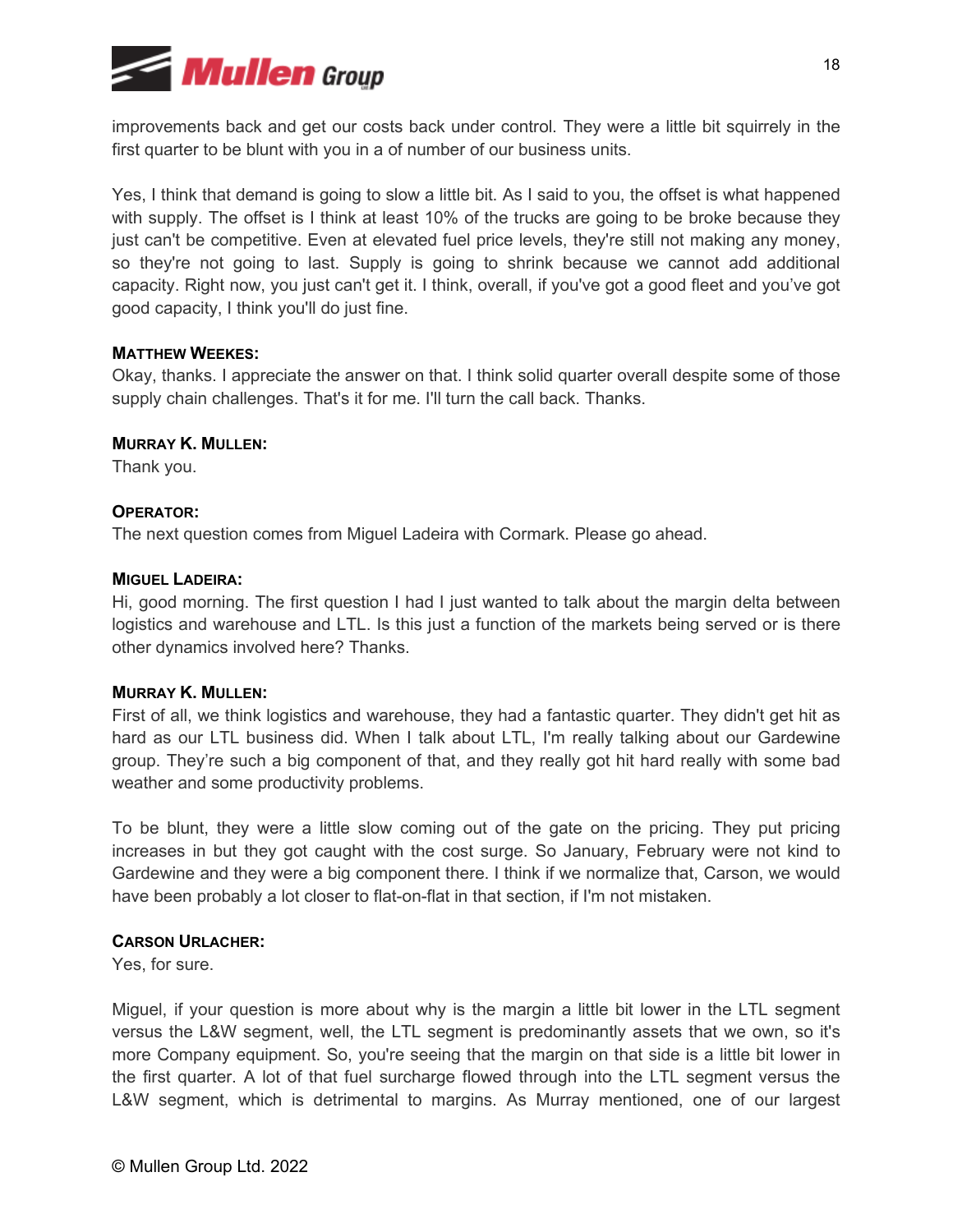improvements back and get our costs back under control. They were a little bit squirrely in the first quarter to be blunt with you in a of number of our business units.

Yes, I think that demand is going to slow a little bit. As I said to you, the offset is what happened with supply. The offset is I think at least 10% of the trucks are going to be broke because they just can't be competitive. Even at elevated fuel price levels, they're still not making any money, so they're not going to last. Supply is going to shrink because we cannot add additional capacity. Right now, you just can't get it. I think, overall, if you've got a good fleet and you've got good capacity, I think you'll do just fine.

**MATTHEW WEEKES:**
Okay, thanks. I appreciate the answer on that. I think solid quarter overall despite some of those supply chain challenges. That's it for me. I'll turn the call back. Thanks.

**MURRAY K. MULLEN:**
Thank you.

**OPERATOR:**
The next question comes from Miguel Ladeira with Cormark. Please go ahead.

**MIGUEL LADEIRA:**
Hi, good morning. The first question I had I just wanted to talk about the margin delta between logistics and warehouse and LTL. Is this just a function of the markets being served or is there other dynamics involved here? Thanks.

**MURRAY K. MULLEN:**
First of all, we think logistics and warehouse, they had a fantastic quarter. They didn't get hit as hard as our LTL business did. When I talk about LTL, I'm really talking about our Gardewine group. They're such a big component of that, and they really got hit hard really with some bad weather and some productivity problems.

To be blunt, they were a little slow coming out of the gate on the pricing. They put pricing increases in but they got caught with the cost surge. So January, February were not kind to Gardewine and they were a big component there. I think if we normalize that, Carson, we would have been probably a lot closer to flat-on-flat in that section, if I'm not mistaken.

**CARSON URLACHER:**
Yes, for sure.

Miguel, if your question is more about why is the margin a little bit lower in the LTL segment versus the L&W segment, well, the LTL segment is predominantly assets that we own, so it's more Company equipment. So, you're seeing that the margin on that side is a little bit lower in the first quarter. A lot of that fuel surcharge flowed through into the LTL segment versus the L&W segment, which is detrimental to margins. As Murray mentioned, one of our largest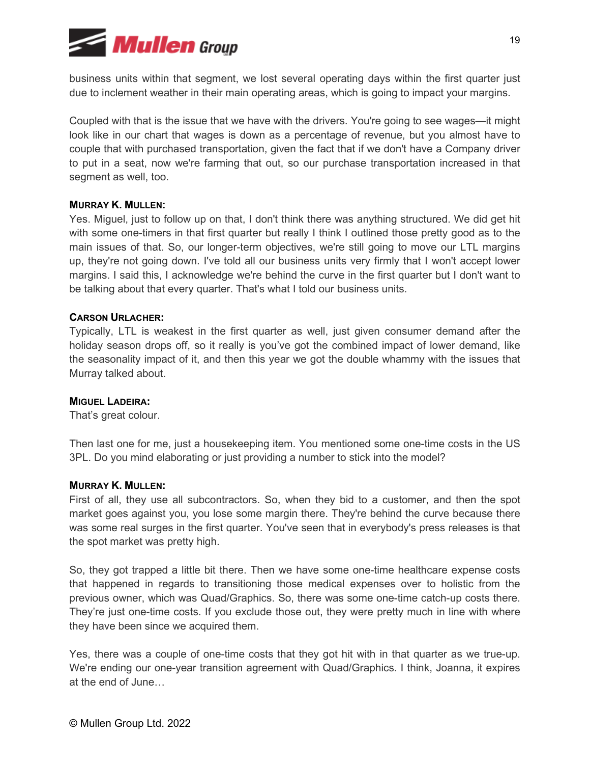business units within that segment, we lost several operating days within the first quarter just due to inclement weather in their main operating areas, which is going to impact your margins.

Coupled with that is the issue that we have with the drivers. You're going to see wages—it might look like in our chart that wages is down as a percentage of revenue, but you almost have to couple that with purchased transportation, given the fact that if we don't have a Company driver to put in a seat, now we're farming that out, so our purchase transportation increased in that segment as well, too.

**MURRAY K. MULLEN:**
Yes. Miguel, just to follow up on that, I don't think there was anything structured. We did get hit with some one-timers in that first quarter but really I think I outlined those pretty good as to the main issues of that. So, our longer-term objectives, we're still going to move our LTL margins up, they're not going down. I've told all our business units very firmly that I won't accept lower margins. I said this, I acknowledge we're behind the curve in the first quarter but I don't want to be talking about that every quarter. That's what I told our business units.

**CARSON URLACHER:**
Typically, LTL is weakest in the first quarter as well, just given consumer demand after the holiday season drops off, so it really is you've got the combined impact of lower demand, like the seasonality impact of it, and then this year we got the double whammy with the issues that Murray talked about.

**MIGUEL LADEIRA:**
That's great colour.

Then last one for me, just a housekeeping item. You mentioned some one-time costs in the US 3PL. Do you mind elaborating or just providing a number to stick into the model?

**MURRAY K. MULLEN:**
First of all, they use all subcontractors. So, when they bid to a customer, and then the spot market goes against you, you lose some margin there. They're behind the curve because there was some real surges in the first quarter. You've seen that in everybody's press releases is that the spot market was pretty high.

So, they got trapped a little bit there. Then we have some one-time healthcare expense costs that happened in regards to transitioning those medical expenses over to holistic from the previous owner, which was Quad/Graphics. So, there was some one-time catch-up costs there. They're just one-time costs. If you exclude those out, they were pretty much in line with where they have been since we acquired them.

Yes, there was a couple of one-time costs that they got hit with in that quarter as we true-up. We're ending our one-year transition agreement with Quad/Graphics. I think, Joanna, it expires at the end of June…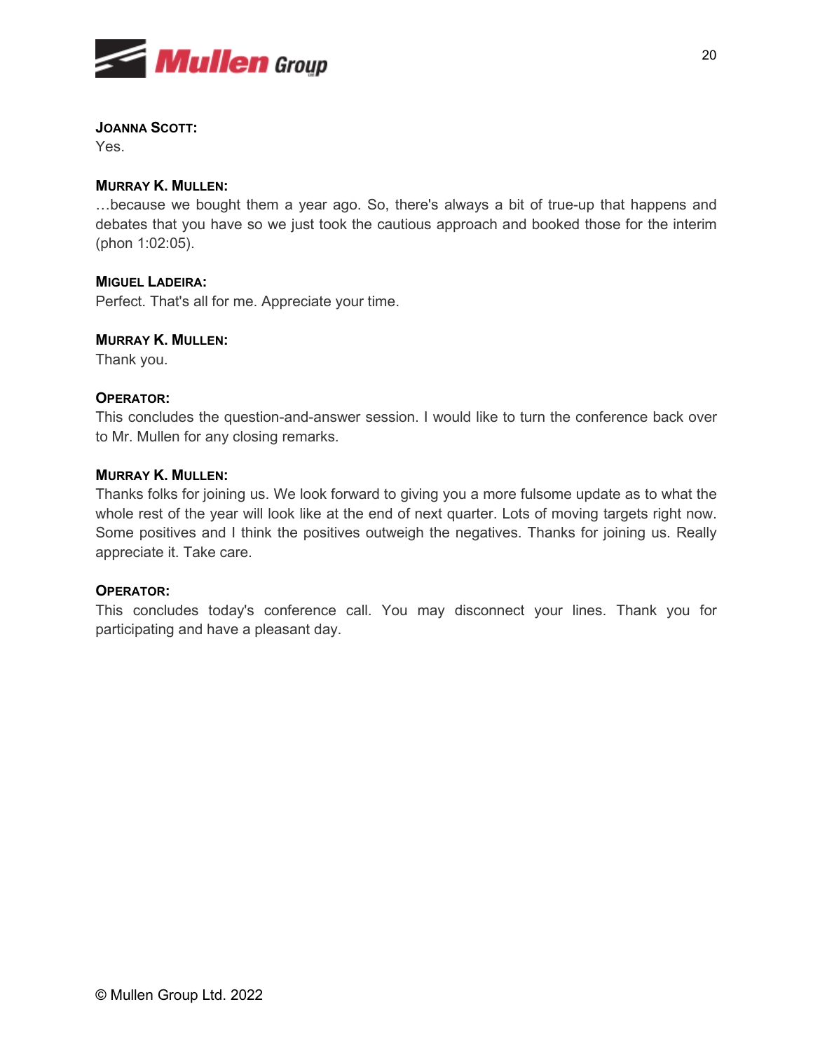**JOANNA SCOTT:**
Yes.

**MURRAY K. MULLEN:**
…because we bought them a year ago. So, there's always a bit of true-up that happens and debates that you have so we just took the cautious approach and booked those for the interim (phon 1:02:05).

**MIGUEL LADEIRA:**
Perfect. That's all for me. Appreciate your time.

**MURRAY K. MULLEN:**
Thank you.

**OPERATOR:**
This concludes the question-and-answer session. I would like to turn the conference back over to Mr. Mullen for any closing remarks.

**MURRAY K. MULLEN:**
Thanks folks for joining us. We look forward to giving you a more fulsome update as to what the whole rest of the year will look like at the end of next quarter. Lots of moving targets right now. Some positives and I think the positives outweigh the negatives. Thanks for joining us. Really appreciate it. Take care.

**OPERATOR:**
This concludes today's conference call. You may disconnect your lines. Thank you for participating and have a pleasant day.